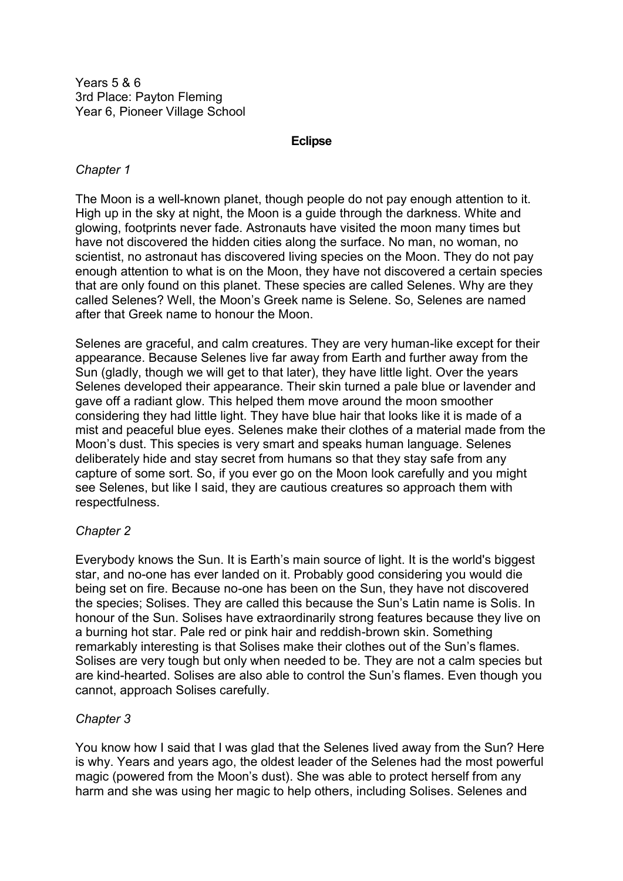Years 5 & 6
3rd Place: Payton Fleming
Year 6, Pioneer Village School

# Eclipse

*Chapter 1*

The Moon is a well-known planet, though people do not pay enough attention to it. High up in the sky at night, the Moon is a guide through the darkness. White and glowing, footprints never fade. Astronauts have visited the moon many times but have not discovered the hidden cities along the surface. No man, no woman, no scientist, no astronaut has discovered living species on the Moon. They do not pay enough attention to what is on the Moon, they have not discovered a certain species that are only found on this planet. These species are called Selenes. Why are they called Selenes? Well, the Moon's Greek name is Selene. So, Selenes are named after that Greek name to honour the Moon.

Selenes are graceful, and calm creatures. They are very human-like except for their appearance. Because Selenes live far away from Earth and further away from the Sun (gladly, though we will get to that later), they have little light. Over the years Selenes developed their appearance. Their skin turned a pale blue or lavender and gave off a radiant glow. This helped them move around the moon smoother considering they had little light. They have blue hair that looks like it is made of a mist and peaceful blue eyes. Selenes make their clothes of a material made from the Moon's dust. This species is very smart and speaks human language. Selenes deliberately hide and stay secret from humans so that they stay safe from any capture of some sort. So, if you ever go on the Moon look carefully and you might see Selenes, but like I said, they are cautious creatures so approach them with respectfulness.

*Chapter 2*

Everybody knows the Sun. It is Earth's main source of light. It is the world's biggest star, and no-one has ever landed on it. Probably good considering you would die being set on fire. Because no-one has been on the Sun, they have not discovered the species; Solises. They are called this because the Sun's Latin name is Solis. In honour of the Sun. Solises have extraordinarily strong features because they live on a burning hot star. Pale red or pink hair and reddish-brown skin. Something remarkably interesting is that Solises make their clothes out of the Sun's flames. Solises are very tough but only when needed to be. They are not a calm species but are kind-hearted. Solises are also able to control the Sun's flames. Even though you cannot, approach Solises carefully.

*Chapter 3*

You know how I said that I was glad that the Selenes lived away from the Sun? Here is why. Years and years ago, the oldest leader of the Selenes had the most powerful magic (powered from the Moon's dust). She was able to protect herself from any harm and she was using her magic to help others, including Solises. Selenes and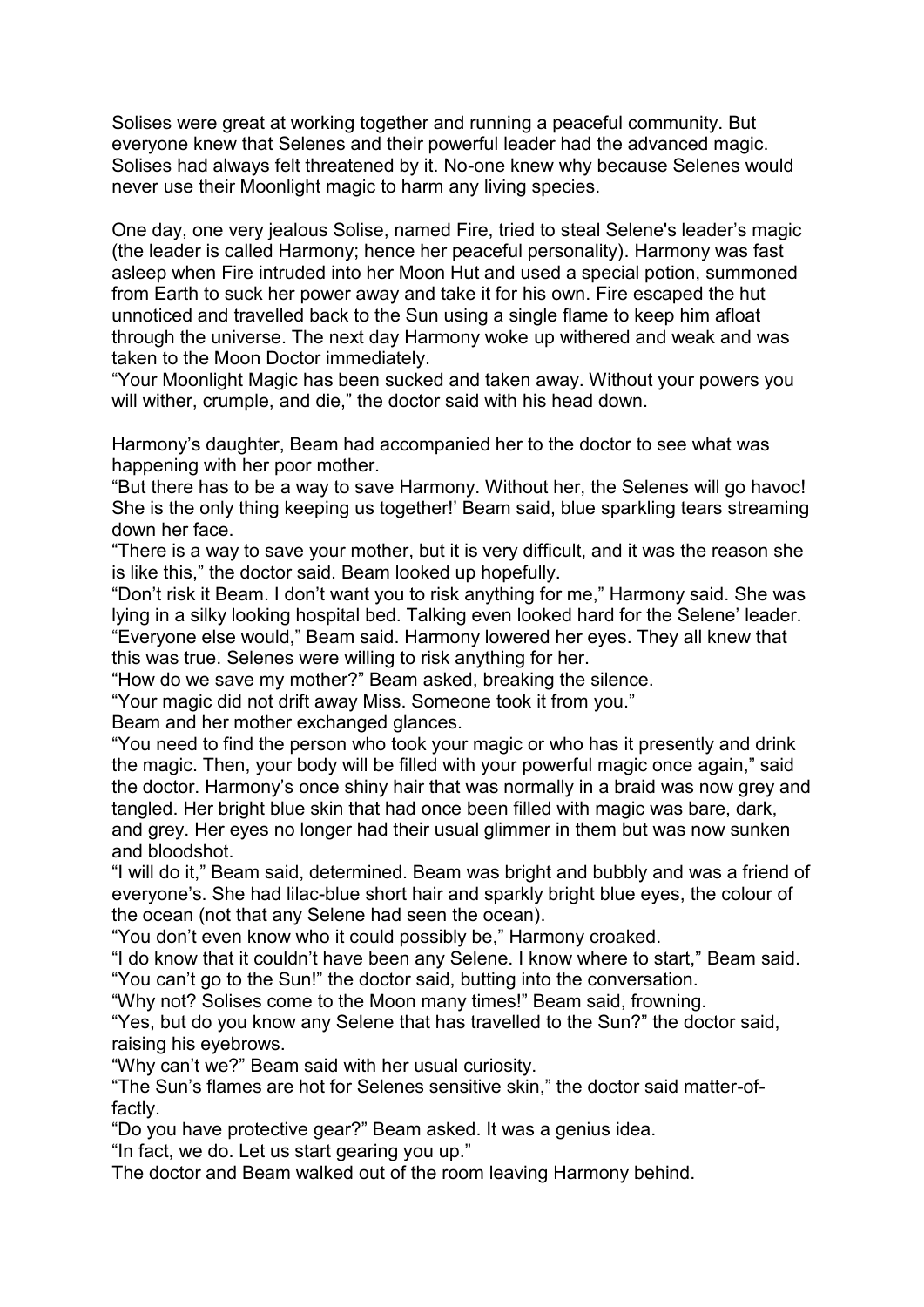Solises were great at working together and running a peaceful community. But everyone knew that Selenes and their powerful leader had the advanced magic. Solises had always felt threatened by it. No-one knew why because Selenes would never use their Moonlight magic to harm any living species.

One day, one very jealous Solise, named Fire, tried to steal Selene's leader's magic (the leader is called Harmony; hence her peaceful personality). Harmony was fast asleep when Fire intruded into her Moon Hut and used a special potion, summoned from Earth to suck her power away and take it for his own. Fire escaped the hut unnoticed and travelled back to the Sun using a single flame to keep him afloat through the universe. The next day Harmony woke up withered and weak and was taken to the Moon Doctor immediately.

"Your Moonlight Magic has been sucked and taken away. Without your powers you will wither, crumple, and die," the doctor said with his head down.

Harmony's daughter, Beam had accompanied her to the doctor to see what was happening with her poor mother.

"But there has to be a way to save Harmony. Without her, the Selenes will go havoc! She is the only thing keeping us together!' Beam said, blue sparkling tears streaming down her face.

"There is a way to save your mother, but it is very difficult, and it was the reason she is like this," the doctor said. Beam looked up hopefully.

"Don't risk it Beam. I don't want you to risk anything for me," Harmony said. She was lying in a silky looking hospital bed. Talking even looked hard for the Selene' leader.

"Everyone else would," Beam said. Harmony lowered her eyes. They all knew that this was true. Selenes were willing to risk anything for her.

"How do we save my mother?" Beam asked, breaking the silence.

"Your magic did not drift away Miss. Someone took it from you."

Beam and her mother exchanged glances.

"You need to find the person who took your magic or who has it presently and drink the magic. Then, your body will be filled with your powerful magic once again," said the doctor. Harmony's once shiny hair that was normally in a braid was now grey and tangled. Her bright blue skin that had once been filled with magic was bare, dark, and grey. Her eyes no longer had their usual glimmer in them but was now sunken and bloodshot.

"I will do it," Beam said, determined. Beam was bright and bubbly and was a friend of everyone's. She had lilac-blue short hair and sparkly bright blue eyes, the colour of the ocean (not that any Selene had seen the ocean).

"You don't even know who it could possibly be," Harmony croaked.

"I do know that it couldn't have been any Selene. I know where to start," Beam said.

"You can't go to the Sun!" the doctor said, butting into the conversation.

"Why not? Solises come to the Moon many times!" Beam said, frowning.

"Yes, but do you know any Selene that has travelled to the Sun?" the doctor said, raising his eyebrows.

"Why can't we?" Beam said with her usual curiosity.

"The Sun's flames are hot for Selenes sensitive skin," the doctor said matter-of-factly.

"Do you have protective gear?" Beam asked. It was a genius idea.

"In fact, we do. Let us start gearing you up."

The doctor and Beam walked out of the room leaving Harmony behind.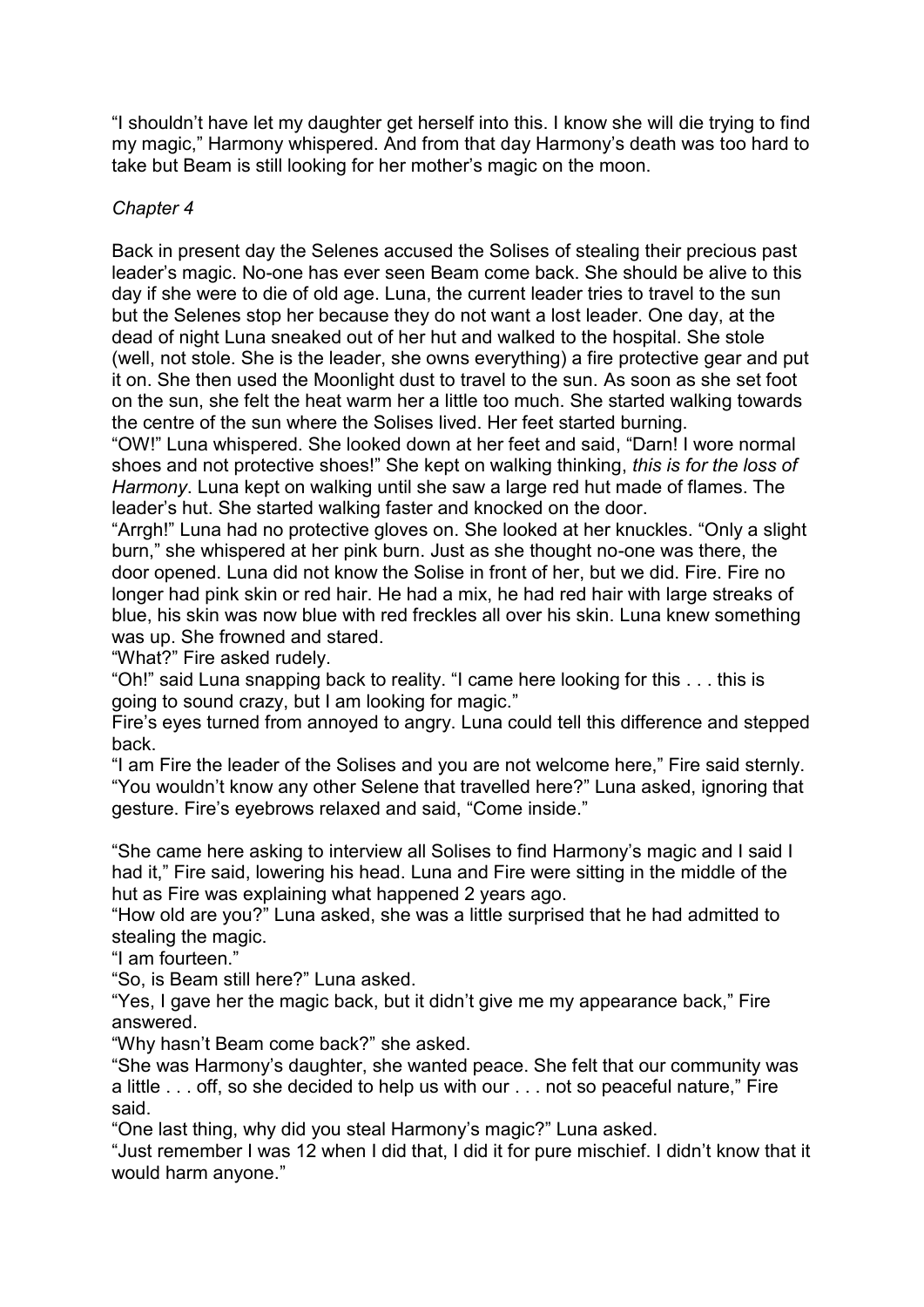"I shouldn't have let my daughter get herself into this. I know she will die trying to find my magic," Harmony whispered. And from that day Harmony's death was too hard to take but Beam is still looking for her mother's magic on the moon.

*Chapter 4*

Back in present day the Selenes accused the Solises of stealing their precious past leader's magic. No-one has ever seen Beam come back. She should be alive to this day if she were to die of old age. Luna, the current leader tries to travel to the sun but the Selenes stop her because they do not want a lost leader. One day, at the dead of night Luna sneaked out of her hut and walked to the hospital. She stole (well, not stole. She is the leader, she owns everything) a fire protective gear and put it on. She then used the Moonlight dust to travel to the sun. As soon as she set foot on the sun, she felt the heat warm her a little too much. She started walking towards the centre of the sun where the Solises lived. Her feet started burning.

"OW!" Luna whispered. She looked down at her feet and said, "Darn! I wore normal shoes and not protective shoes!" She kept on walking thinking, *this is for the loss of Harmony*. Luna kept on walking until she saw a large red hut made of flames. The leader's hut. She started walking faster and knocked on the door.

"Arrgh!" Luna had no protective gloves on. She looked at her knuckles. "Only a slight burn," she whispered at her pink burn. Just as she thought no-one was there, the door opened. Luna did not know the Solise in front of her, but we did. Fire. Fire no longer had pink skin or red hair. He had a mix, he had red hair with large streaks of blue, his skin was now blue with red freckles all over his skin. Luna knew something was up. She frowned and stared.

"What?" Fire asked rudely.

"Oh!" said Luna snapping back to reality. "I came here looking for this . . . this is going to sound crazy, but I am looking for magic."

Fire's eyes turned from annoyed to angry. Luna could tell this difference and stepped back.

"I am Fire the leader of the Solises and you are not welcome here," Fire said sternly.

"You wouldn't know any other Selene that travelled here?" Luna asked, ignoring that gesture. Fire's eyebrows relaxed and said, "Come inside."

"She came here asking to interview all Solises to find Harmony's magic and I said I had it," Fire said, lowering his head. Luna and Fire were sitting in the middle of the hut as Fire was explaining what happened 2 years ago.

"How old are you?" Luna asked, she was a little surprised that he had admitted to stealing the magic.

"I am fourteen."

"So, is Beam still here?" Luna asked.

"Yes, I gave her the magic back, but it didn't give me my appearance back," Fire answered.

"Why hasn't Beam come back?" she asked.

"She was Harmony's daughter, she wanted peace. She felt that our community was a little . . . off, so she decided to help us with our . . . not so peaceful nature," Fire said.

"One last thing, why did you steal Harmony's magic?" Luna asked.

"Just remember I was 12 when I did that, I did it for pure mischief. I didn't know that it would harm anyone."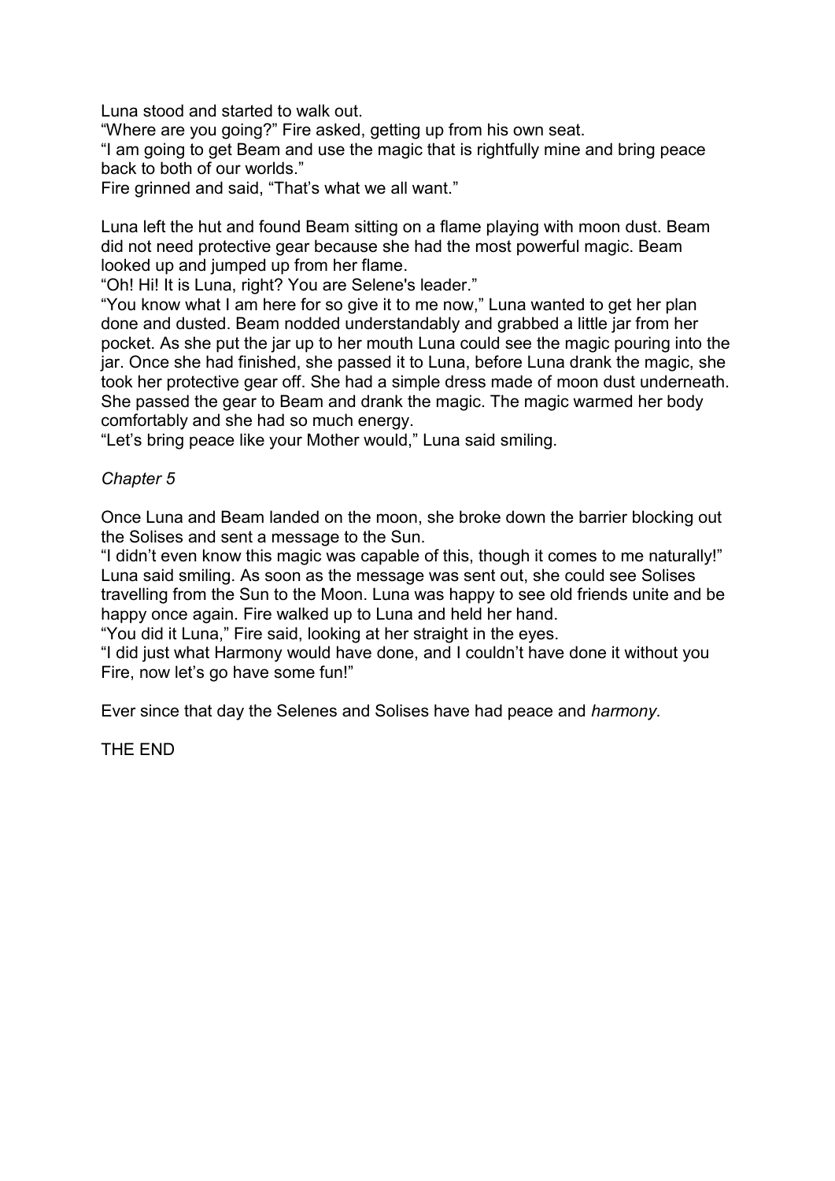Luna stood and started to walk out.
“Where are you going?” Fire asked, getting up from his own seat.
“I am going to get Beam and use the magic that is rightfully mine and bring peace back to both of our worlds.”
Fire grinned and said, “That’s what we all want.”

Luna left the hut and found Beam sitting on a flame playing with moon dust. Beam did not need protective gear because she had the most powerful magic. Beam looked up and jumped up from her flame.
“Oh! Hi! It is Luna, right? You are Selene's leader.”
“You know what I am here for so give it to me now,” Luna wanted to get her plan done and dusted. Beam nodded understandably and grabbed a little jar from her pocket. As she put the jar up to her mouth Luna could see the magic pouring into the jar. Once she had finished, she passed it to Luna, before Luna drank the magic, she took her protective gear off. She had a simple dress made of moon dust underneath. She passed the gear to Beam and drank the magic. The magic warmed her body comfortably and she had so much energy.
“Let’s bring peace like your Mother would,” Luna said smiling.

## *Chapter 5*

Once Luna and Beam landed on the moon, she broke down the barrier blocking out the Solises and sent a message to the Sun.
“I didn’t even know this magic was capable of this, though it comes to me naturally!” Luna said smiling. As soon as the message was sent out, she could see Solises travelling from the Sun to the Moon. Luna was happy to see old friends unite and be happy once again. Fire walked up to Luna and held her hand.
“You did it Luna,” Fire said, looking at her straight in the eyes.
“I did just what Harmony would have done, and I couldn’t have done it without you Fire, now let’s go have some fun!”

Ever since that day the Selenes and Solises have had peace and *harmony*.

THE END